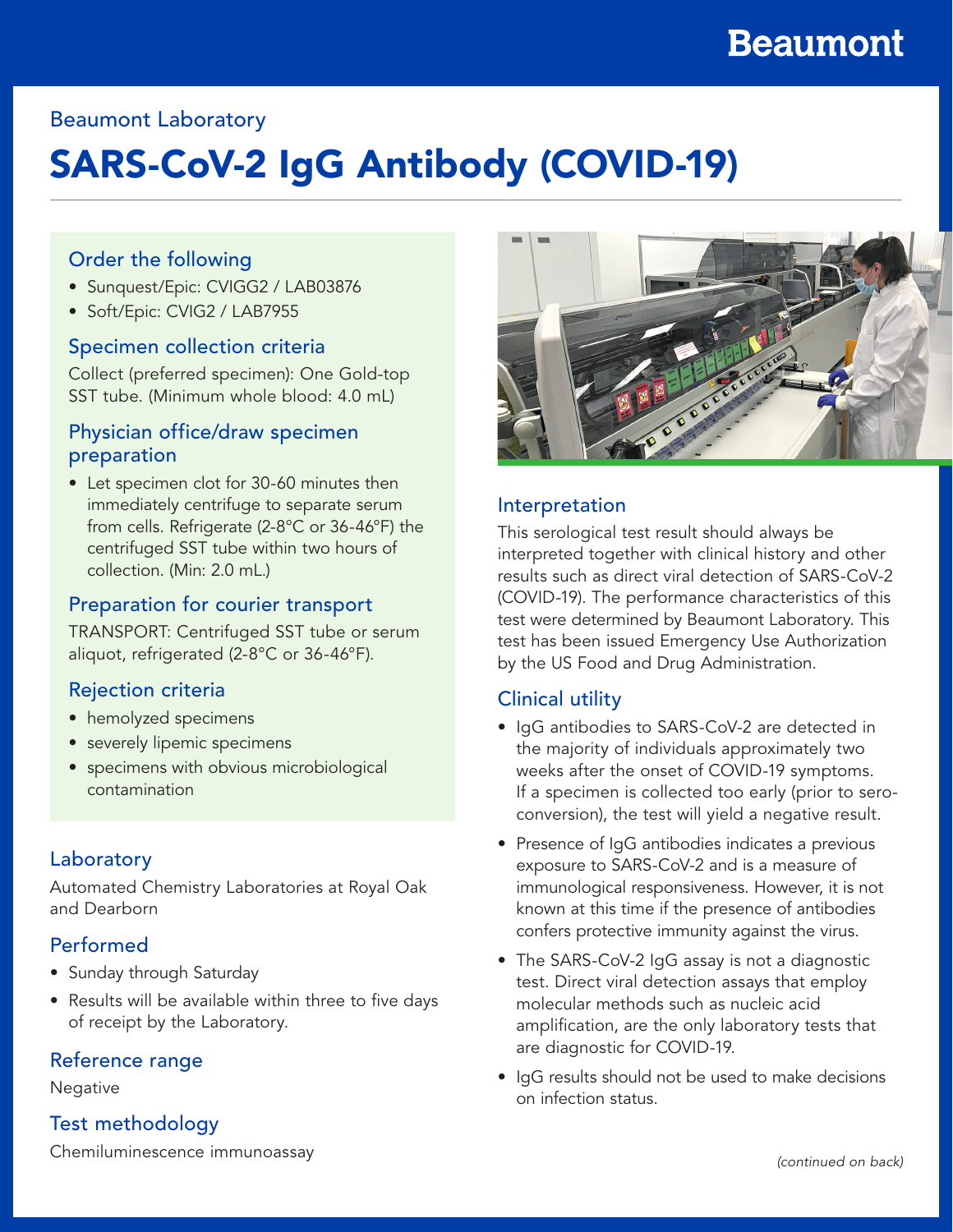Beaumont

Beaumont Laboratory

# SARS-CoV-2 IgG Antibody (COVID-19)

## Order the following

- Sunquest/Epic: CVIGG2 / LAB03876
- Soft/Epic: CVIG2 / LAB7955

## Specimen collection criteria

Collect (preferred specimen): One Gold-top SST tube. (Minimum whole blood: 4.0 mL)

## Physician office/draw specimen preparation

- Let specimen clot for 30-60 minutes then immediately centrifuge to separate serum from cells. Refrigerate (2-8°C or 36-46°F) the centrifuged SST tube within two hours of collection. (Min: 2.0 mL.)

## Preparation for courier transport

TRANSPORT: Centrifuged SST tube or serum aliquot, refrigerated (2-8°C or 36-46°F).

## Rejection criteria

- hemolyzed specimens
- severely lipemic specimens
- specimens with obvious microbiological contamination

## Laboratory

Automated Chemistry Laboratories at Royal Oak and Dearborn

## Performed

- Sunday through Saturday
- Results will be available within three to five days of receipt by the Laboratory.

## Reference range

Negative

## Test methodology

Chemiluminescence immunoassay

## Interpretation

This serological test result should always be interpreted together with clinical history and other results such as direct viral detection of SARS-CoV-2 (COVID-19). The performance characteristics of this test were determined by Beaumont Laboratory. This test has been issued Emergency Use Authorization by the US Food and Drug Administration.

## Clinical utility

- IgG antibodies to SARS-CoV-2 are detected in the majority of individuals approximately two weeks after the onset of COVID-19 symptoms. If a specimen is collected too early (prior to sero-conversion), the test will yield a negative result.
- Presence of IgG antibodies indicates a previous exposure to SARS-CoV-2 and is a measure of immunological responsiveness. However, it is not known at this time if the presence of antibodies confers protective immunity against the virus.
- The SARS-CoV-2 IgG assay is not a diagnostic test. Direct viral detection assays that employ molecular methods such as nucleic acid amplification, are the only laboratory tests that are diagnostic for COVID-19.
- IgG results should not be used to make decisions on infection status.

*(continued on back)*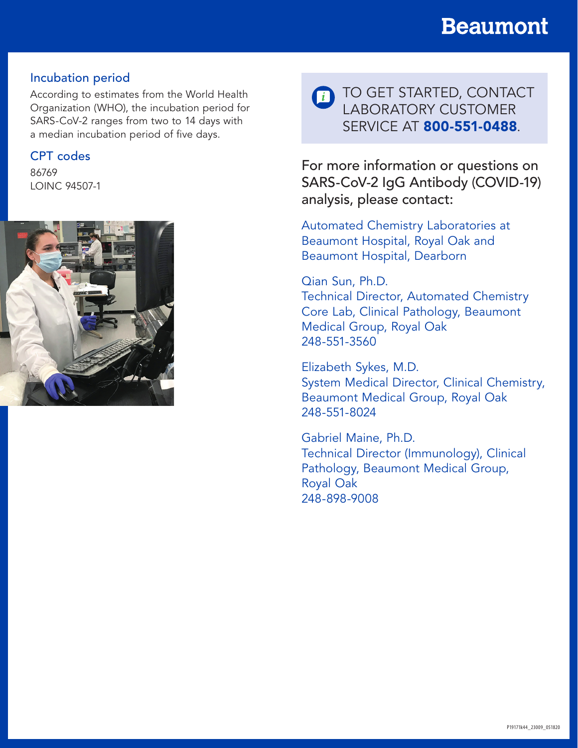Beaumont

## Incubation period

According to estimates from the World Health Organization (WHO), the incubation period for SARS-CoV-2 ranges from two to 14 days with a median incubation period of five days.

## CPT codes

86769
LOINC 94507-1

TO GET STARTED, CONTACT LABORATORY CUSTOMER SERVICE AT **800-551-0488**.

For more information or questions on SARS-CoV-2 IgG Antibody (COVID-19) analysis, please contact:

Automated Chemistry Laboratories at Beaumont Hospital, Royal Oak and Beaumont Hospital, Dearborn

Qian Sun, Ph.D.
Technical Director, Automated Chemistry Core Lab, Clinical Pathology, Beaumont Medical Group, Royal Oak
248-551-3560

Elizabeth Sykes, M.D.
System Medical Director, Clinical Chemistry, Beaumont Medical Group, Royal Oak
248-551-8024

Gabriel Maine, Ph.D.
Technical Director (Immunology), Clinical Pathology, Beaumont Medical Group, Royal Oak
248-898-9008

P19171k44_23009_051820